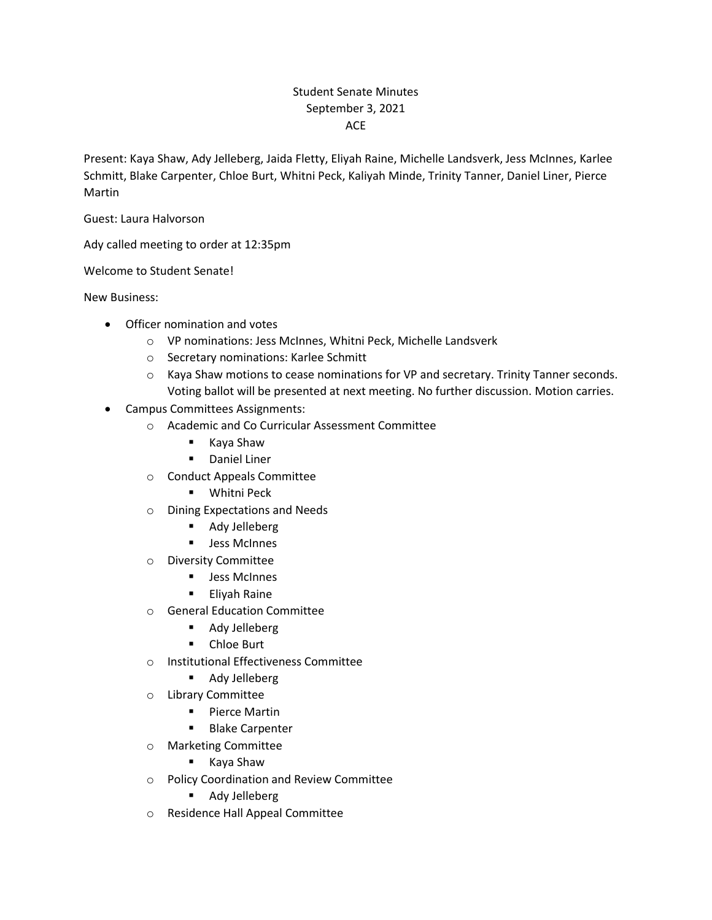# Student Senate Minutes
## September 3, 2021
## ACE

Present: Kaya Shaw, Ady Jelleberg, Jaida Fletty, Eliyah Raine, Michelle Landsverk, Jess McInnes, Karlee Schmitt, Blake Carpenter, Chloe Burt, Whitni Peck, Kaliyah Minde, Trinity Tanner, Daniel Liner, Pierce Martin

Guest: Laura Halvorson

Ady called meeting to order at 12:35pm

Welcome to Student Senate!

New Business:

- Officer nomination and votes
  - VP nominations: Jess McInnes, Whitni Peck, Michelle Landsverk
  - Secretary nominations: Karlee Schmitt
  - Kaya Shaw motions to cease nominations for VP and secretary. Trinity Tanner seconds. Voting ballot will be presented at next meeting. No further discussion. Motion carries.
- Campus Committees Assignments:
  - Academic and Co Curricular Assessment Committee
    - Kaya Shaw
    - Daniel Liner
  - Conduct Appeals Committee
    - Whitni Peck
  - Dining Expectations and Needs
    - Ady Jelleberg
    - Jess McInnes
  - Diversity Committee
    - Jess McInnes
    - Eliyah Raine
  - General Education Committee
    - Ady Jelleberg
    - Chloe Burt
  - Institutional Effectiveness Committee
    - Ady Jelleberg
  - Library Committee
    - Pierce Martin
    - Blake Carpenter
  - Marketing Committee
    - Kaya Shaw
  - Policy Coordination and Review Committee
    - Ady Jelleberg
  - Residence Hall Appeal Committee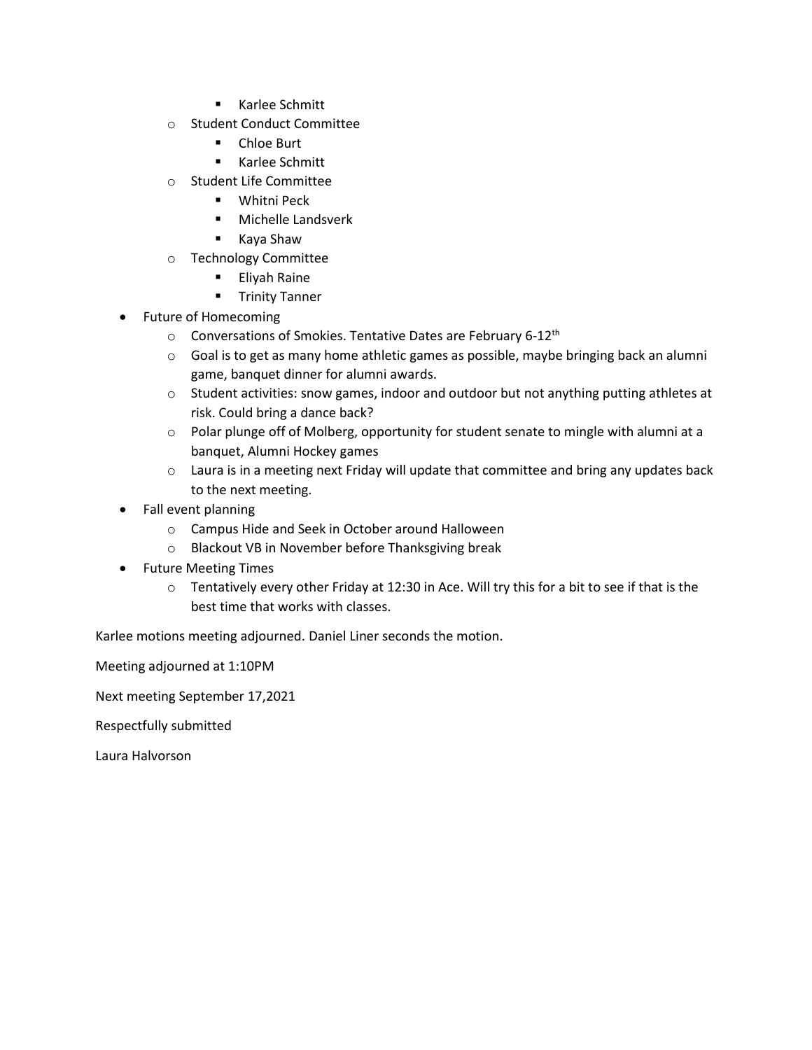- Karlee Schmitt
    - Student Conduct Committee
        - Chloe Burt
        - Karlee Schmitt
    - Student Life Committee
        - Whitni Peck
        - Michelle Landsverk
        - Kaya Shaw
    - Technology Committee
        - Eliyah Raine
        - Trinity Tanner
- Future of Homecoming
    - Conversations of Smokies. Tentative Dates are February 6-12th
    - Goal is to get as many home athletic games as possible, maybe bringing back an alumni game, banquet dinner for alumni awards.
    - Student activities: snow games, indoor and outdoor but not anything putting athletes at risk. Could bring a dance back?
    - Polar plunge off of Molberg, opportunity for student senate to mingle with alumni at a banquet, Alumni Hockey games
    - Laura is in a meeting next Friday will update that committee and bring any updates back to the next meeting.
- Fall event planning
    - Campus Hide and Seek in October around Halloween
    - Blackout VB in November before Thanksgiving break
- Future Meeting Times
    - Tentatively every other Friday at 12:30 in Ace. Will try this for a bit to see if that is the best time that works with classes.

Karlee motions meeting adjourned. Daniel Liner seconds the motion.

Meeting adjourned at 1:10PM

Next meeting September 17,2021

Respectfully submitted

Laura Halvorson